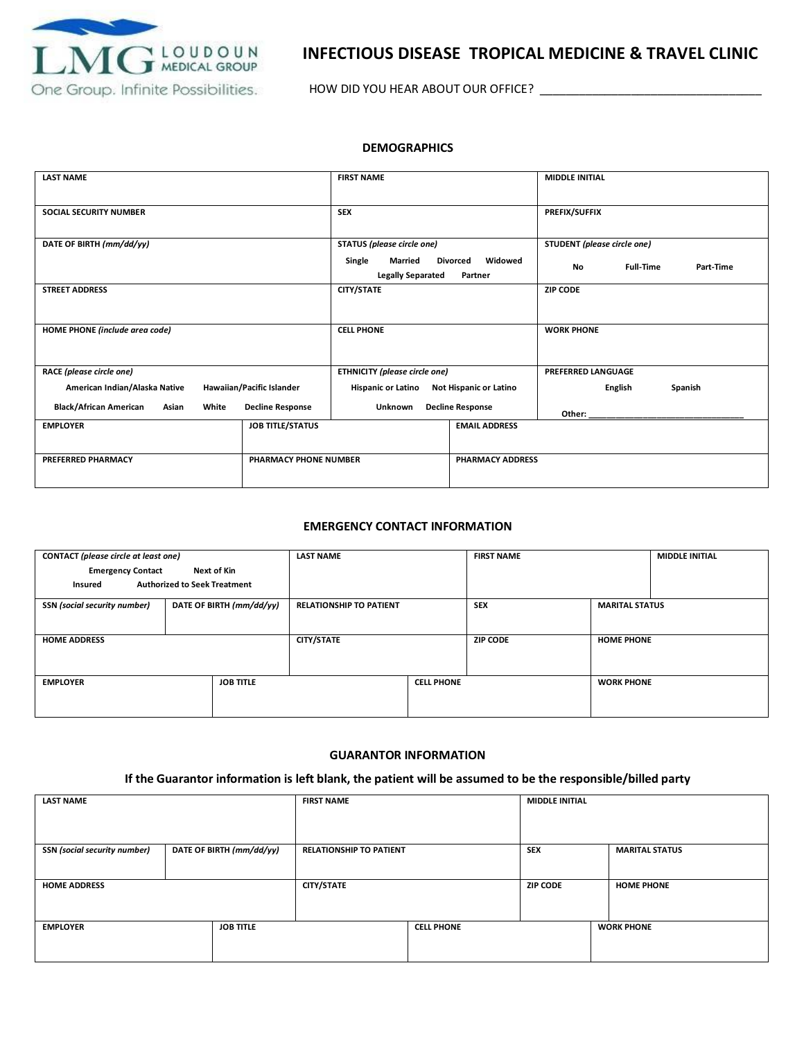LMG LOUDOUN MEDICAL GROUP

One Group. Infinite Possibilities.

# INFECTIOUS DISEASE TROPICAL MEDICINE & TRAVEL CLINIC

HOW DID YOU HEAR ABOUT OUR OFFICE? ___________________________________

## DEMOGRAPHICS

| LAST NAME | FIRST NAME | MIDDLE INITIAL |
|---|---|---|
| **SOCIAL SECURITY NUMBER** | **SEX** | **PREFIX/SUFFIX** |
| **DATE OF BIRTH** *(mm/dd/yy)* | **STATUS** *(please circle one)* Single Married Divorced Widowed Legally Separated Partner | **STUDENT** *(please circle one)* No Full-Time Part-Time |
| **STREET ADDRESS** | **CITY/STATE** | **ZIP CODE** |
| **HOME PHONE** *(include area code)* | **CELL PHONE** | **WORK PHONE** |
| **RACE** *(please circle one)* American Indian/Alaska Native Hawaiian/Pacific Islander Black/African American Asian White Decline Response | **ETHNICITY** *(please circle one)* Hispanic or Latino Not Hispanic or Latino Unknown Decline Response | **PREFERRED LANGUAGE** English Spanish Other: ___________________________________ |

| EMPLOYER | JOB TITLE/STATUS | EMAIL ADDRESS |
|---|---|---|
| **PREFERRED PHARMACY** | **PHARMACY PHONE NUMBER** | **PHARMACY ADDRESS** |

## EMERGENCY CONTACT INFORMATION

| CONTACT *(please circle at least one)* Emergency Contact Next of Kin Insured Authorized to Seek Treatment | | LAST NAME | FIRST NAME | | MIDDLE INITIAL |
|---|---|---|---|---|---|
| **SSN** *(social security number)* | **DATE OF BIRTH** *(mm/dd/yy)* | **RELATIONSHIP TO PATIENT** | **SEX** | **MARITAL STATUS** | |
| **HOME ADDRESS** | | **CITY/STATE** | **ZIP CODE** | **HOME PHONE** | |
| **EMPLOYER** | **JOB TITLE** | | **CELL PHONE** | **WORK PHONE** | |

## GUARANTOR INFORMATION

**If the Guarantor information is left blank, the patient will be assumed to be the responsible/billed party**

| LAST NAME | | FIRST NAME | MIDDLE INITIAL | |
|---|---|---|---|---|
| **SSN** *(social security number)* | **DATE OF BIRTH** *(mm/dd/yy)* | **RELATIONSHIP TO PATIENT** | **SEX** | **MARITAL STATUS** |
| **HOME ADDRESS** | | **CITY/STATE** | **ZIP CODE** | **HOME PHONE** |
| **EMPLOYER** | **JOB TITLE** | **CELL PHONE** | | **WORK PHONE** |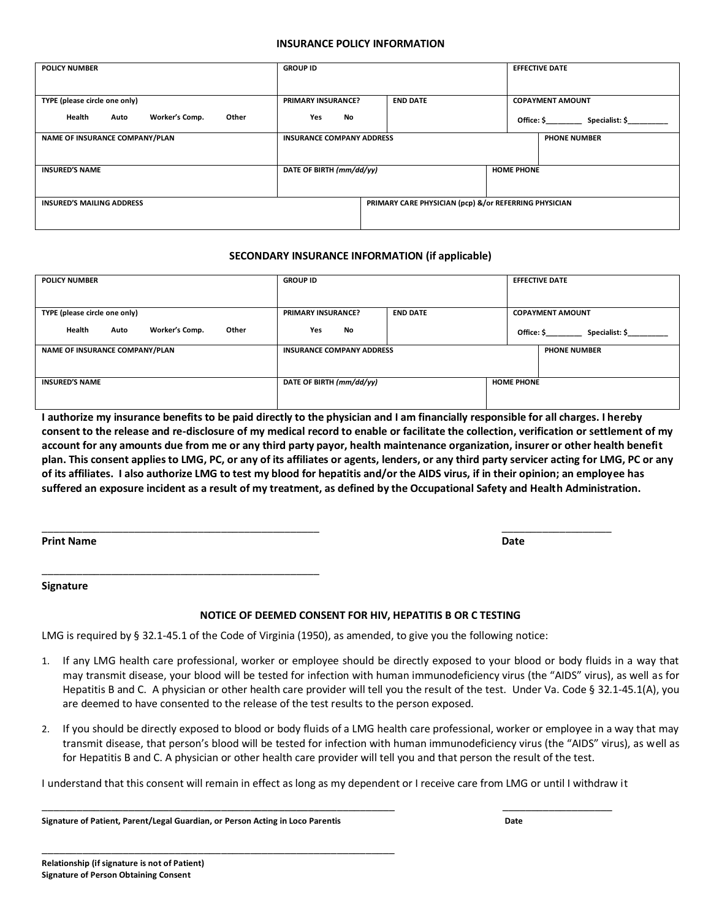## INSURANCE POLICY INFORMATION

| POLICY NUMBER | GROUP ID | | EFFECTIVE DATE |
|---|---|---|---|
| TYPE (please circle one only) Health Auto Worker's Comp. Other | PRIMARY INSURANCE? Yes No | END DATE | COPAYMENT AMOUNT Office: $________ Specialist: $_________ |
| NAME OF INSURANCE COMPANY/PLAN | INSURANCE COMPANY ADDRESS | | PHONE NUMBER |
| INSURED'S NAME | DATE OF BIRTH *(mm/dd/yy)* | | HOME PHONE |
| INSURED'S MAILING ADDRESS | PRIMARY CARE PHYSICIAN (pcp) &/or REFERRING PHYSICIAN | | |

## SECONDARY INSURANCE INFORMATION (if applicable)

| POLICY NUMBER | GROUP ID | | EFFECTIVE DATE |
|---|---|---|---|
| TYPE (please circle one only) Health Auto Worker's Comp. Other | PRIMARY INSURANCE? Yes No | END DATE | COPAYMENT AMOUNT Office: $________ Specialist: $_________ |
| NAME OF INSURANCE COMPANY/PLAN | INSURANCE COMPANY ADDRESS | | PHONE NUMBER |
| INSURED'S NAME | DATE OF BIRTH *(mm/dd/yy)* | | HOME PHONE |

**I authorize my insurance benefits to be paid directly to the physician and I am financially responsible for all charges. I hereby consent to the release and re-disclosure of my medical record to enable or facilitate the collection, verification or settlement of my account for any amounts due from me or any third party payor, health maintenance organization, insurer or other health benefit plan. This consent applies to LMG, PC, or any of its affiliates or agents, lenders, or any third party servicer acting for LMG, PC or any of its affiliates. I also authorize LMG to test my blood for hepatitis and/or the AIDS virus, if in their opinion; an employee has suffered an exposure incident as a result of my treatment, as defined by the Occupational Safety and Health Administration.**

_______________________________________________ ____________________

**Print Name** **Date**

_______________________________________________

**Signature**

### NOTICE OF DEEMED CONSENT FOR HIV, HEPATITIS B OR C TESTING

LMG is required by § 32.1-45.1 of the Code of Virginia (1950), as amended, to give you the following notice:

1. If any LMG health care professional, worker or employee should be directly exposed to your blood or body fluids in a way that may transmit disease, your blood will be tested for infection with human immunodeficiency virus (the "AIDS" virus), as well as for Hepatitis B and C. A physician or other health care provider will tell you the result of the test. Under Va. Code § 32.1-45.1(A), you are deemed to have consented to the release of the test results to the person exposed.
2. If you should be directly exposed to blood or body fluids of a LMG health care professional, worker or employee in a way that may transmit disease, that person's blood will be tested for infection with human immunodeficiency virus (the "AIDS" virus), as well as for Hepatitis B and C. A physician or other health care provider will tell you and that person the result of the test.

I understand that this consent will remain in effect as long as my dependent or I receive care from LMG or until I withdraw it

_________________________________________________________________ ____________________

**Signature of Patient, Parent/Legal Guardian, or Person Acting in Loco Parentis** **Date**

_________________________________________________________________

**Relationship (if signature is not of Patient)**
**Signature of Person Obtaining Consent**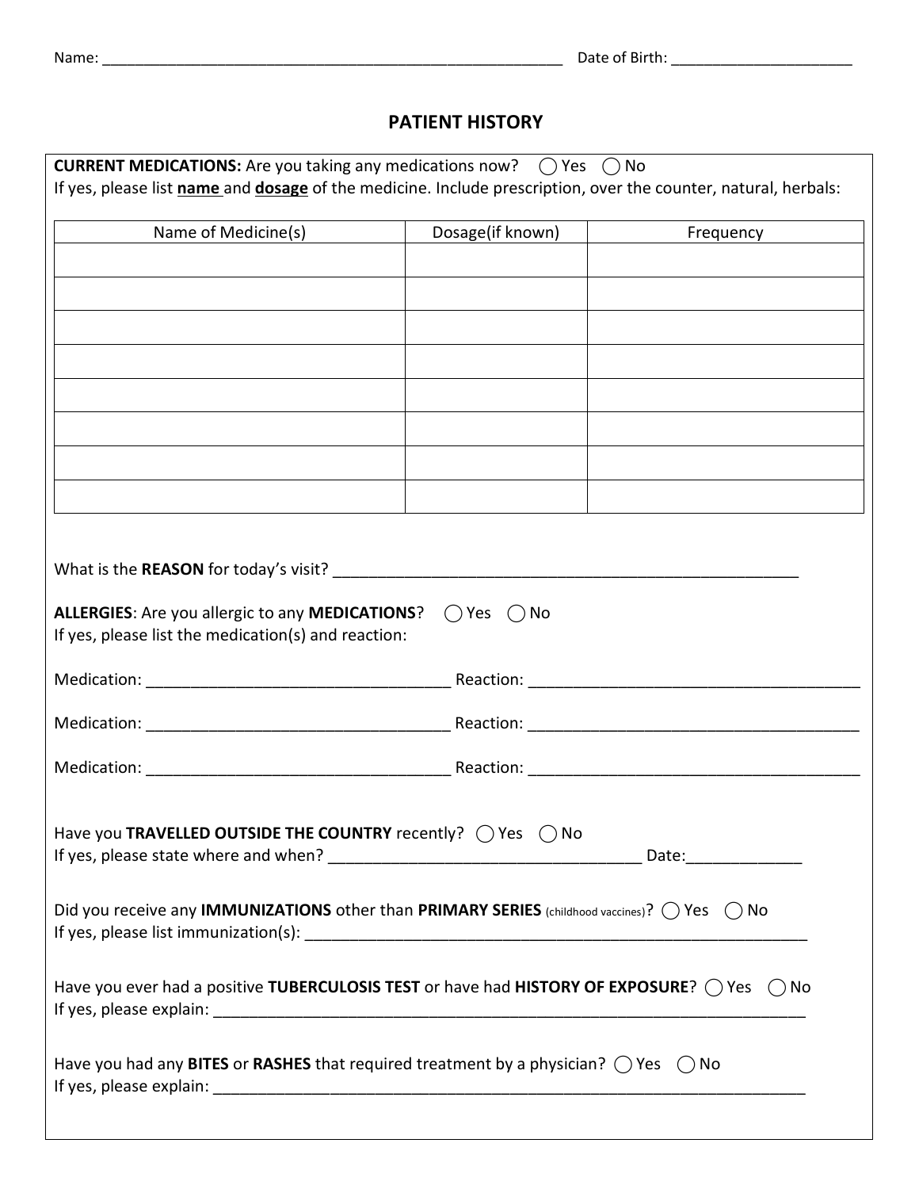Name: ______________________________________________________ Date of Birth: _____________________

# PATIENT HISTORY

**CURRENT MEDICATIONS:** Are you taking any medications now? ◯ Yes ◯ No
If yes, please list **name** and **dosage** of the medicine. Include prescription, over the counter, natural, herbals:

| Name of Medicine(s) | Dosage(if known) | Frequency |
| --- | --- | --- |
| | | |
| | | |
| | | |
| | | |
| | | |
| | | |
| | | |
| | | |

What is the **REASON** for today's visit? ____________________________________________________

**ALLERGIES**: Are you allergic to any **MEDICATIONS**? ◯ Yes ◯ No
If yes, please list the medication(s) and reaction:

Medication: ___________________________________ Reaction: ______________________________________

Medication: ___________________________________ Reaction: ______________________________________

Medication: ___________________________________ Reaction: ______________________________________

Have you **TRAVELLED OUTSIDE THE COUNTRY** recently? ◯ Yes ◯ No
If yes, please state where and when? ___________________________________ Date:_____________

Did you receive any **IMMUNIZATIONS** other than **PRIMARY SERIES** (childhood vaccines)? ◯ Yes ◯ No
If yes, please list immunization(s): _______________________________________________________

Have you ever had a positive **TUBERCULOSIS TEST** or have had **HISTORY OF EXPOSURE**? ◯ Yes ◯ No
If yes, please explain: ________________________________________________________________

Have you had any **BITES** or **RASHES** that required treatment by a physician? ◯ Yes ◯ No
If yes, please explain: ________________________________________________________________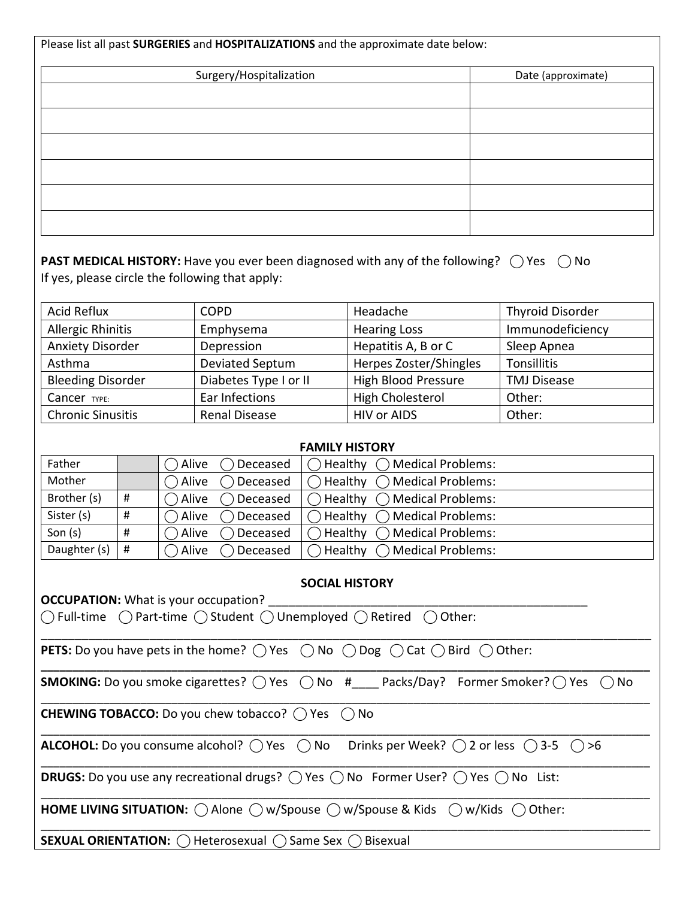Please list all past **SURGERIES** and **HOSPITALIZATIONS** and the approximate date below:

| Surgery/Hospitalization | Date (approximate) |
|---|---|
| | |
| | |
| | |
| | |
| | |
| | |

**PAST MEDICAL HISTORY:** Have you ever been diagnosed with any of the following? ◯ Yes ◯ No
If yes, please circle the following that apply:

| | | | |
|---|---|---|---|
| Acid Reflux | COPD | Headache | Thyroid Disorder |
| Allergic Rhinitis | Emphysema | Hearing Loss | Immunodeficiency |
| Anxiety Disorder | Depression | Hepatitis A, B or C | Sleep Apnea |
| Asthma | Deviated Septum | Herpes Zoster/Shingles | Tonsillitis |
| Bleeding Disorder | Diabetes Type I or II | High Blood Pressure | TMJ Disease |
| Cancer TYPE: | Ear Infections | High Cholesterol | Other: |
| Chronic Sinusitis | Renal Disease | HIV or AIDS | Other: |

**FAMILY HISTORY**

| | | | |
|---|---|---|---|
| Father | | ◯ Alive ◯ Deceased | ◯ Healthy ◯ Medical Problems: |
| Mother | | ◯ Alive ◯ Deceased | ◯ Healthy ◯ Medical Problems: |
| Brother (s) | # | ◯ Alive ◯ Deceased | ◯ Healthy ◯ Medical Problems: |
| Sister (s) | # | ◯ Alive ◯ Deceased | ◯ Healthy ◯ Medical Problems: |
| Son (s) | # | ◯ Alive ◯ Deceased | ◯ Healthy ◯ Medical Problems: |
| Daughter (s) | # | ◯ Alive ◯ Deceased | ◯ Healthy ◯ Medical Problems: |

**SOCIAL HISTORY**

**OCCUPATION:** What is your occupation? ______________________________________________

◯ Full-time ◯ Part-time ◯ Student ◯ Unemployed ◯ Retired ◯ Other:

**PETS:** Do you have pets in the home? ◯ Yes ◯ No ◯ Dog ◯ Cat ◯ Bird ◯ Other:

**SMOKING:** Do you smoke cigarettes? ◯ Yes ◯ No #____ Packs/Day? Former Smoker? ◯ Yes ◯ No

**CHEWING TOBACCO:** Do you chew tobacco? ◯ Yes ◯ No

**ALCOHOL:** Do you consume alcohol? ◯ Yes ◯ No Drinks per Week? ◯ 2 or less ◯ 3-5 ◯ >6

**DRUGS:** Do you use any recreational drugs? ◯ Yes ◯ No Former User? ◯ Yes ◯ No List:

**HOME LIVING SITUATION:** ◯ Alone ◯ w/Spouse ◯ w/Spouse & Kids ◯ w/Kids ◯ Other:

**SEXUAL ORIENTATION:** ◯ Heterosexual ◯ Same Sex ◯ Bisexual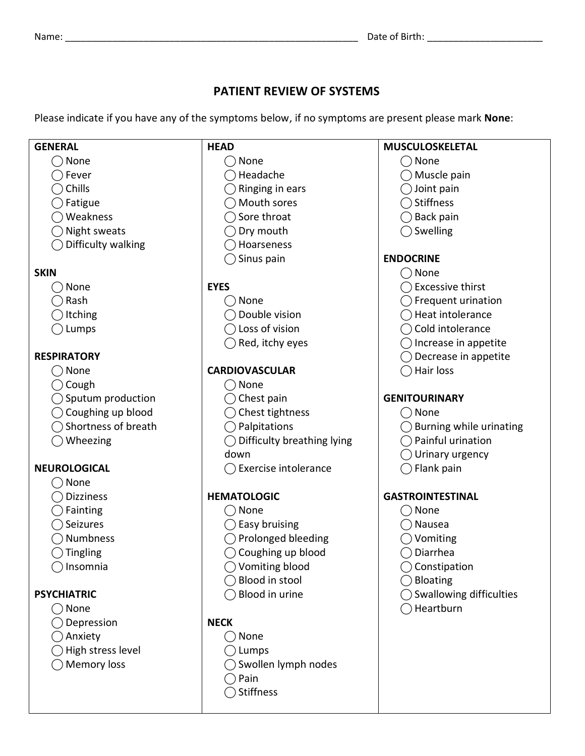Name: ______________________________________________________ Date of Birth: _____________________

# PATIENT REVIEW OF SYSTEMS

Please indicate if you have any of the symptoms below, if no symptoms are present please mark **None**:

**GENERAL**
- ◯ None
- ◯ Fever
- ◯ Chills
- ◯ Fatigue
- ◯ Weakness
- ◯ Night sweats
- ◯ Difficulty walking

**SKIN**
- ◯ None
- ◯ Rash
- ◯ Itching
- ◯ Lumps

**RESPIRATORY**
- ◯ None
- ◯ Cough
- ◯ Sputum production
- ◯ Coughing up blood
- ◯ Shortness of breath
- ◯ Wheezing

**NEUROLOGICAL**
- ◯ None
- ◯ Dizziness
- ◯ Fainting
- ◯ Seizures
- ◯ Numbness
- ◯ Tingling
- ◯ Insomnia

**PSYCHIATRIC**
- ◯ None
- ◯ Depression
- ◯ Anxiety
- ◯ High stress level
- ◯ Memory loss

**HEAD**
- ◯ None
- ◯ Headache
- ◯ Ringing in ears
- ◯ Mouth sores
- ◯ Sore throat
- ◯ Dry mouth
- ◯ Hoarseness
- ◯ Sinus pain

**EYES**
- ◯ None
- ◯ Double vision
- ◯ Loss of vision
- ◯ Red, itchy eyes

**CARDIOVASCULAR**
- ◯ None
- ◯ Chest pain
- ◯ Chest tightness
- ◯ Palpitations
- ◯ Difficulty breathing lying down
- ◯ Exercise intolerance

**HEMATOLOGIC**
- ◯ None
- ◯ Easy bruising
- ◯ Prolonged bleeding
- ◯ Coughing up blood
- ◯ Vomiting blood
- ◯ Blood in stool
- ◯ Blood in urine

**NECK**
- ◯ None
- ◯ Lumps
- ◯ Swollen lymph nodes
- ◯ Pain
- ◯ Stiffness

**MUSCULOSKELETAL**
- ◯ None
- ◯ Muscle pain
- ◯ Joint pain
- ◯ Stiffness
- ◯ Back pain
- ◯ Swelling

**ENDOCRINE**
- ◯ None
- ◯ Excessive thirst
- ◯ Frequent urination
- ◯ Heat intolerance
- ◯ Cold intolerance
- ◯ Increase in appetite
- ◯ Decrease in appetite
- ◯ Hair loss

**GENITOURINARY**
- ◯ None
- ◯ Burning while urinating
- ◯ Painful urination
- ◯ Urinary urgency
- ◯ Flank pain

**GASTROINTESTINAL**
- ◯ None
- ◯ Nausea
- ◯ Vomiting
- ◯ Diarrhea
- ◯ Constipation
- ◯ Bloating
- ◯ Swallowing difficulties
- ◯ Heartburn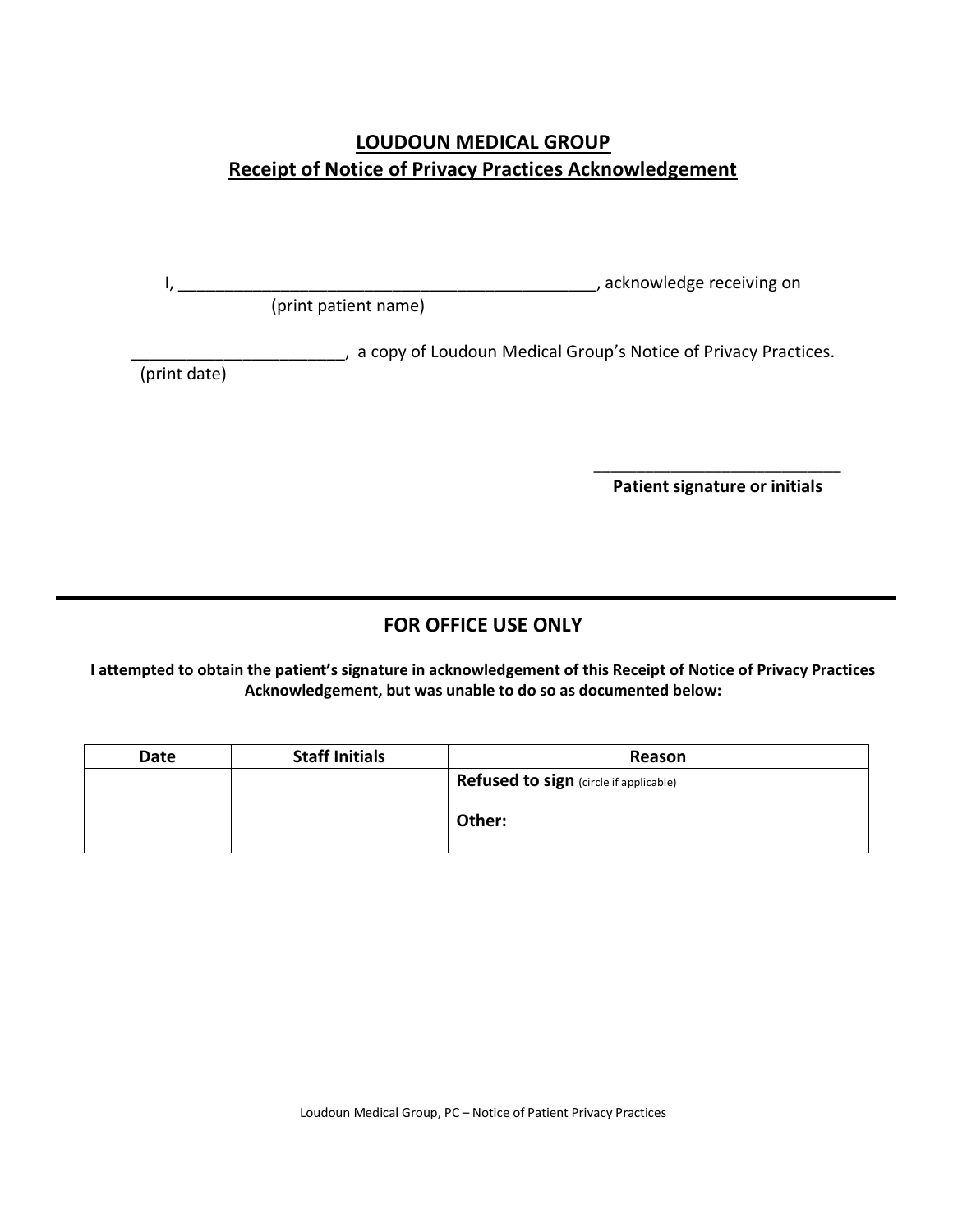## LOUDOUN MEDICAL GROUP
## Receipt of Notice of Privacy Practices Acknowledgement

I, ______________________________________________, acknowledge receiving on
(print patient name)

_______________________, a copy of Loudoun Medical Group's Notice of Privacy Practices.
(print date)

___________________________
**Patient signature or initials**

---

## FOR OFFICE USE ONLY

**I attempted to obtain the patient's signature in acknowledgement of this Receipt of Notice of Privacy Practices Acknowledgement, but was unable to do so as documented below:**

| Date | Staff Initials | Reason |
|---|---|---|
| | | **Refused to sign** (circle if applicable)<br><br>**Other:** |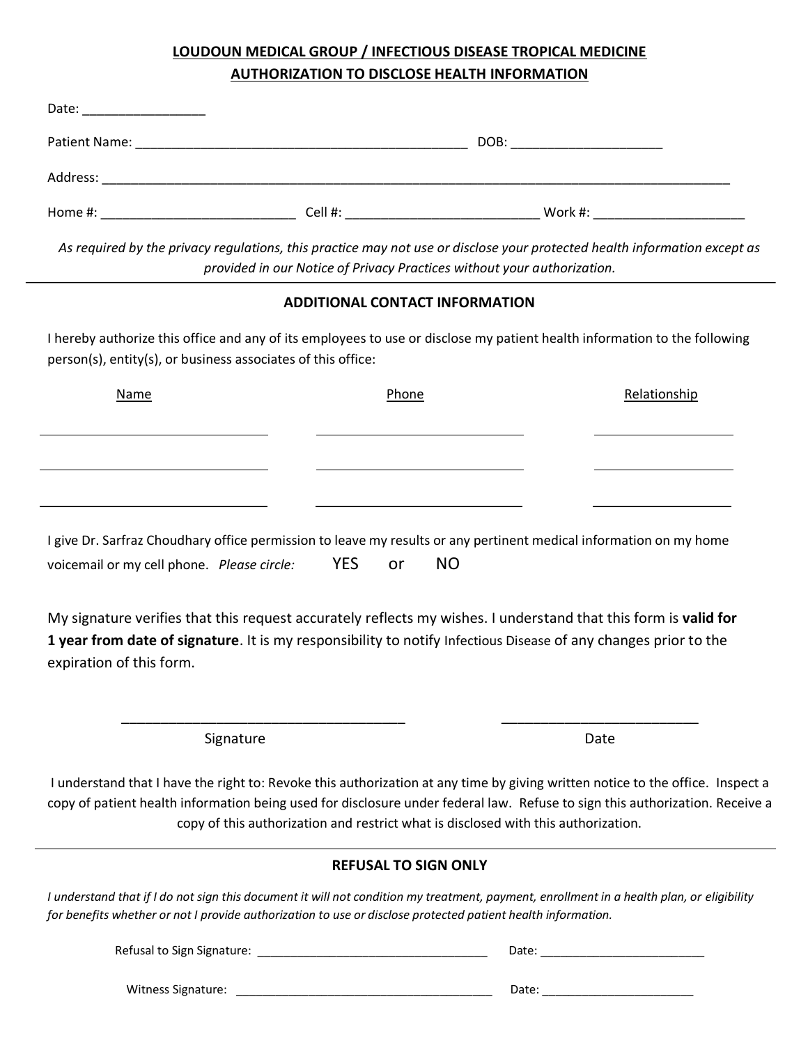**LOUDOUN MEDICAL GROUP / INFECTIOUS DISEASE TROPICAL MEDICINE**
**AUTHORIZATION TO DISCLOSE HEALTH INFORMATION**

Date: _________________

Patient Name: ________________________________________________ DOB: _____________________

Address: ___________________________________________________________________________________________

Home #: ___________________________ Cell #: ___________________________ Work #: _____________________

*As required by the privacy regulations, this practice may not use or disclose your protected health information except as provided in our Notice of Privacy Practices without your authorization.*

---

**ADDITIONAL CONTACT INFORMATION**

I hereby authorize this office and any of its employees to use or disclose my patient health information to the following person(s), entity(s), or business associates of this office:

| Name | Phone | Relationship |
|---|---|---|
| | | |
| | | |
| | | |

I give Dr. Sarfraz Choudhary office permission to leave my results or any pertinent medical information on my home voicemail or my cell phone. *Please circle:* YES or NO

My signature verifies that this request accurately reflects my wishes. I understand that this form is **valid for 1 year from date of signature**. It is my responsibility to notify Infectious Disease of any changes prior to the expiration of this form.

______________________________________ Signature

__________________________ Date

I understand that I have the right to: Revoke this authorization at any time by giving written notice to the office. Inspect a copy of patient health information being used for disclosure under federal law. Refuse to sign this authorization. Receive a copy of this authorization and restrict what is disclosed with this authorization.

---

**REFUSAL TO SIGN ONLY**

*I understand that if I do not sign this document it will not condition my treatment, payment, enrollment in a health plan, or eligibility for benefits whether or not I provide authorization to use or disclose protected patient health information.*

Refusal to Sign Signature: ____________________________________ Date: _________________________

Witness Signature: ________________________________________ Date: ________________________